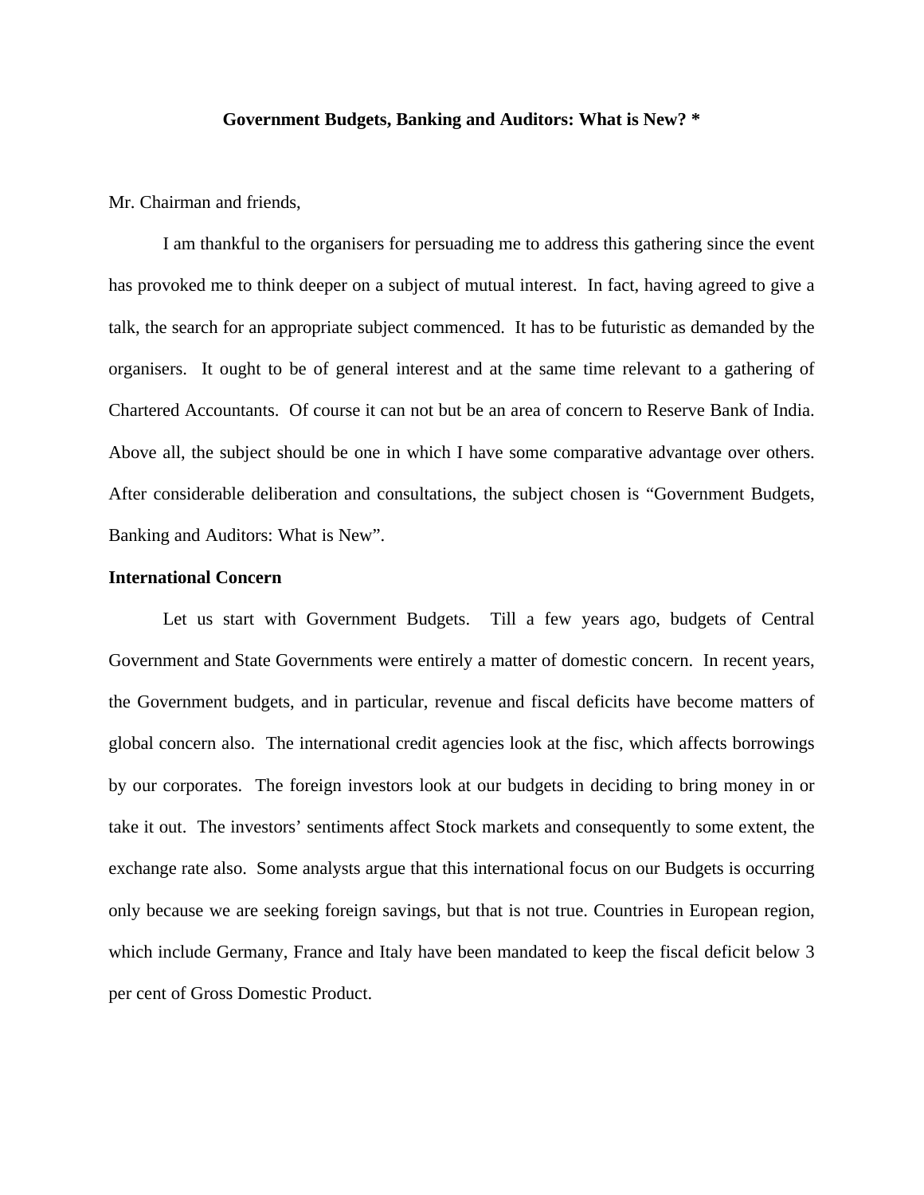# Government Budgets, Banking and Auditors: What is New? *

Mr. Chairman and friends,

I am thankful to the organisers for persuading me to address this gathering since the event has provoked me to think deeper on a subject of mutual interest. In fact, having agreed to give a talk, the search for an appropriate subject commenced. It has to be futuristic as demanded by the organisers. It ought to be of general interest and at the same time relevant to a gathering of Chartered Accountants. Of course it can not but be an area of concern to Reserve Bank of India. Above all, the subject should be one in which I have some comparative advantage over others. After considerable deliberation and consultations, the subject chosen is "Government Budgets, Banking and Auditors: What is New".

## International Concern

Let us start with Government Budgets. Till a few years ago, budgets of Central Government and State Governments were entirely a matter of domestic concern. In recent years, the Government budgets, and in particular, revenue and fiscal deficits have become matters of global concern also. The international credit agencies look at the fisc, which affects borrowings by our corporates. The foreign investors look at our budgets in deciding to bring money in or take it out. The investors' sentiments affect Stock markets and consequently to some extent, the exchange rate also. Some analysts argue that this international focus on our Budgets is occurring only because we are seeking foreign savings, but that is not true. Countries in European region, which include Germany, France and Italy have been mandated to keep the fiscal deficit below 3 per cent of Gross Domestic Product.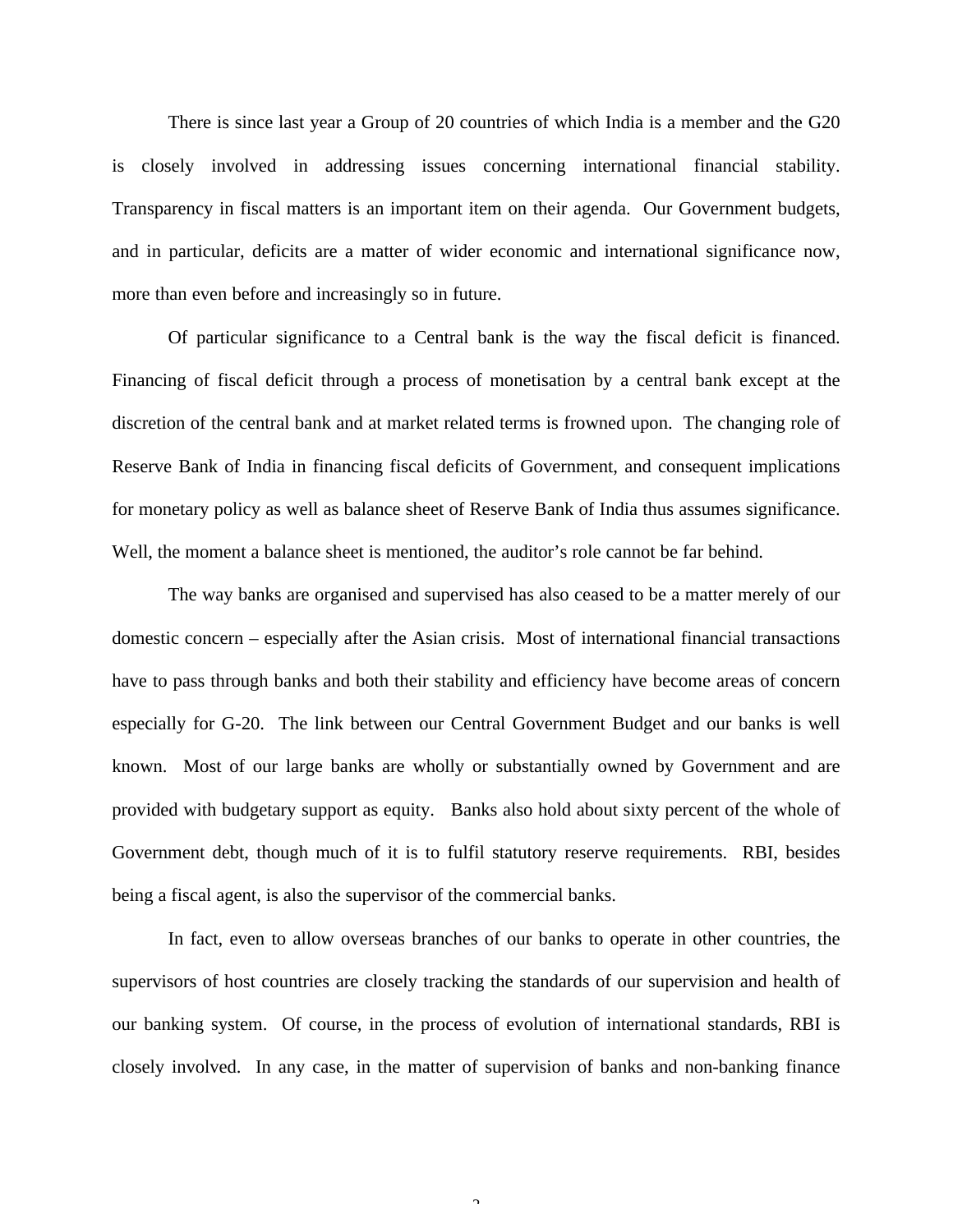There is since last year a Group of 20 countries of which India is a member and the G20 is closely involved in addressing issues concerning international financial stability. Transparency in fiscal matters is an important item on their agenda. Our Government budgets, and in particular, deficits are a matter of wider economic and international significance now, more than even before and increasingly so in future.

Of particular significance to a Central bank is the way the fiscal deficit is financed. Financing of fiscal deficit through a process of monetisation by a central bank except at the discretion of the central bank and at market related terms is frowned upon. The changing role of Reserve Bank of India in financing fiscal deficits of Government, and consequent implications for monetary policy as well as balance sheet of Reserve Bank of India thus assumes significance. Well, the moment a balance sheet is mentioned, the auditor's role cannot be far behind.

The way banks are organised and supervised has also ceased to be a matter merely of our domestic concern – especially after the Asian crisis. Most of international financial transactions have to pass through banks and both their stability and efficiency have become areas of concern especially for G-20. The link between our Central Government Budget and our banks is well known. Most of our large banks are wholly or substantially owned by Government and are provided with budgetary support as equity. Banks also hold about sixty percent of the whole of Government debt, though much of it is to fulfil statutory reserve requirements. RBI, besides being a fiscal agent, is also the supervisor of the commercial banks.

In fact, even to allow overseas branches of our banks to operate in other countries, the supervisors of host countries are closely tracking the standards of our supervision and health of our banking system. Of course, in the process of evolution of international standards, RBI is closely involved. In any case, in the matter of supervision of banks and non-banking finance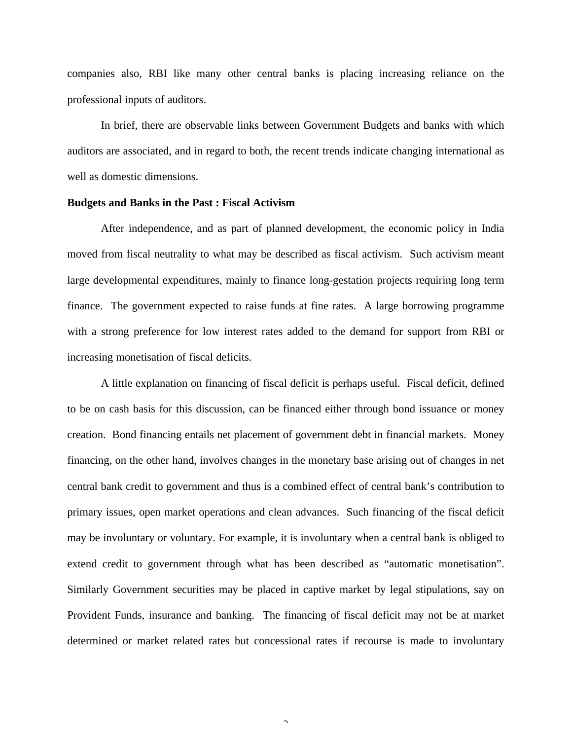companies also, RBI like many other central banks is placing increasing reliance on the professional inputs of auditors.

In brief, there are observable links between Government Budgets and banks with which auditors are associated, and in regard to both, the recent trends indicate changing international as well as domestic dimensions.

**Budgets and Banks in the Past : Fiscal Activism**

After independence, and as part of planned development, the economic policy in India moved from fiscal neutrality to what may be described as fiscal activism. Such activism meant large developmental expenditures, mainly to finance long-gestation projects requiring long term finance. The government expected to raise funds at fine rates. A large borrowing programme with a strong preference for low interest rates added to the demand for support from RBI or increasing monetisation of fiscal deficits.

A little explanation on financing of fiscal deficit is perhaps useful. Fiscal deficit, defined to be on cash basis for this discussion, can be financed either through bond issuance or money creation. Bond financing entails net placement of government debt in financial markets. Money financing, on the other hand, involves changes in the monetary base arising out of changes in net central bank credit to government and thus is a combined effect of central bank's contribution to primary issues, open market operations and clean advances. Such financing of the fiscal deficit may be involuntary or voluntary. For example, it is involuntary when a central bank is obliged to extend credit to government through what has been described as "automatic monetisation". Similarly Government securities may be placed in captive market by legal stipulations, say on Provident Funds, insurance and banking. The financing of fiscal deficit may not be at market determined or market related rates but concessional rates if recourse is made to involuntary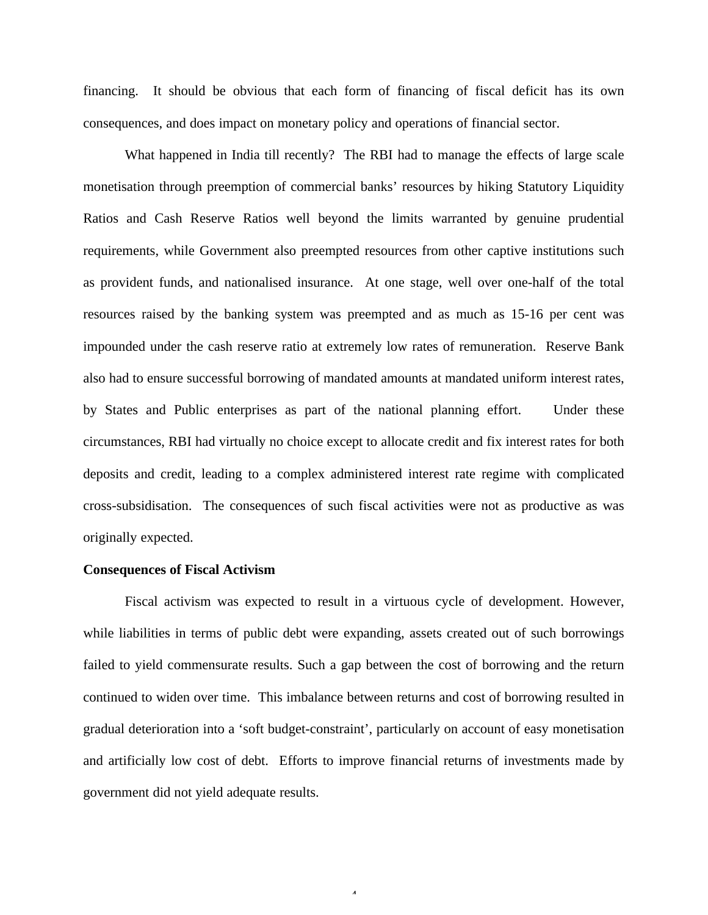financing. It should be obvious that each form of financing of fiscal deficit has its own consequences, and does impact on monetary policy and operations of financial sector.

What happened in India till recently? The RBI had to manage the effects of large scale monetisation through preemption of commercial banks' resources by hiking Statutory Liquidity Ratios and Cash Reserve Ratios well beyond the limits warranted by genuine prudential requirements, while Government also preempted resources from other captive institutions such as provident funds, and nationalised insurance. At one stage, well over one-half of the total resources raised by the banking system was preempted and as much as 15-16 per cent was impounded under the cash reserve ratio at extremely low rates of remuneration. Reserve Bank also had to ensure successful borrowing of mandated amounts at mandated uniform interest rates, by States and Public enterprises as part of the national planning effort. Under these circumstances, RBI had virtually no choice except to allocate credit and fix interest rates for both deposits and credit, leading to a complex administered interest rate regime with complicated cross-subsidisation. The consequences of such fiscal activities were not as productive as was originally expected.

**Consequences of Fiscal Activism**

Fiscal activism was expected to result in a virtuous cycle of development. However, while liabilities in terms of public debt were expanding, assets created out of such borrowings failed to yield commensurate results. Such a gap between the cost of borrowing and the return continued to widen over time. This imbalance between returns and cost of borrowing resulted in gradual deterioration into a 'soft budget-constraint', particularly on account of easy monetisation and artificially low cost of debt. Efforts to improve financial returns of investments made by government did not yield adequate results.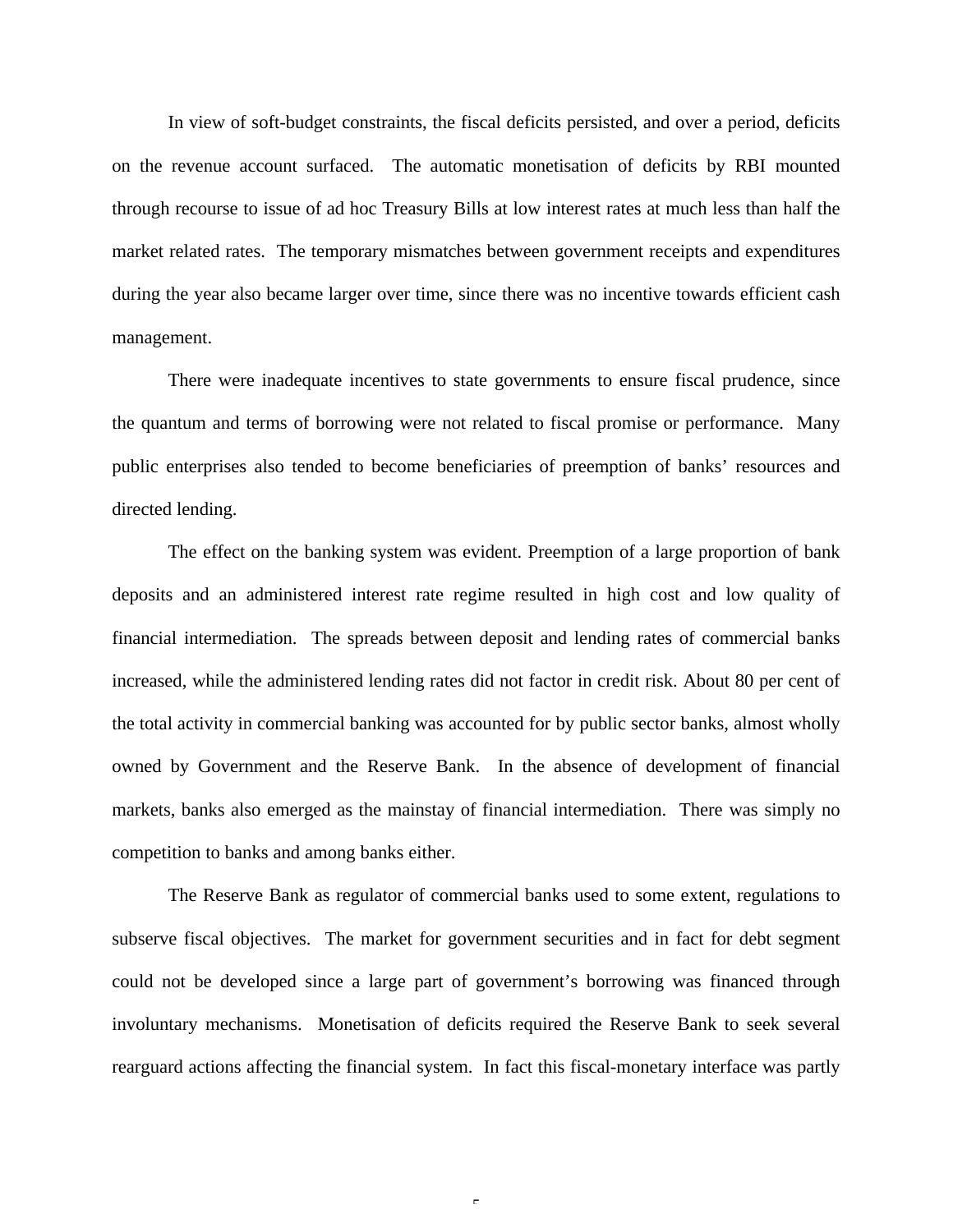In view of soft-budget constraints, the fiscal deficits persisted, and over a period, deficits on the revenue account surfaced. The automatic monetisation of deficits by RBI mounted through recourse to issue of ad hoc Treasury Bills at low interest rates at much less than half the market related rates. The temporary mismatches between government receipts and expenditures during the year also became larger over time, since there was no incentive towards efficient cash management.

There were inadequate incentives to state governments to ensure fiscal prudence, since the quantum and terms of borrowing were not related to fiscal promise or performance. Many public enterprises also tended to become beneficiaries of preemption of banks' resources and directed lending.

The effect on the banking system was evident. Preemption of a large proportion of bank deposits and an administered interest rate regime resulted in high cost and low quality of financial intermediation. The spreads between deposit and lending rates of commercial banks increased, while the administered lending rates did not factor in credit risk. About 80 per cent of the total activity in commercial banking was accounted for by public sector banks, almost wholly owned by Government and the Reserve Bank. In the absence of development of financial markets, banks also emerged as the mainstay of financial intermediation. There was simply no competition to banks and among banks either.

The Reserve Bank as regulator of commercial banks used to some extent, regulations to subserve fiscal objectives. The market for government securities and in fact for debt segment could not be developed since a large part of government's borrowing was financed through involuntary mechanisms. Monetisation of deficits required the Reserve Bank to seek several rearguard actions affecting the financial system. In fact this fiscal-monetary interface was partly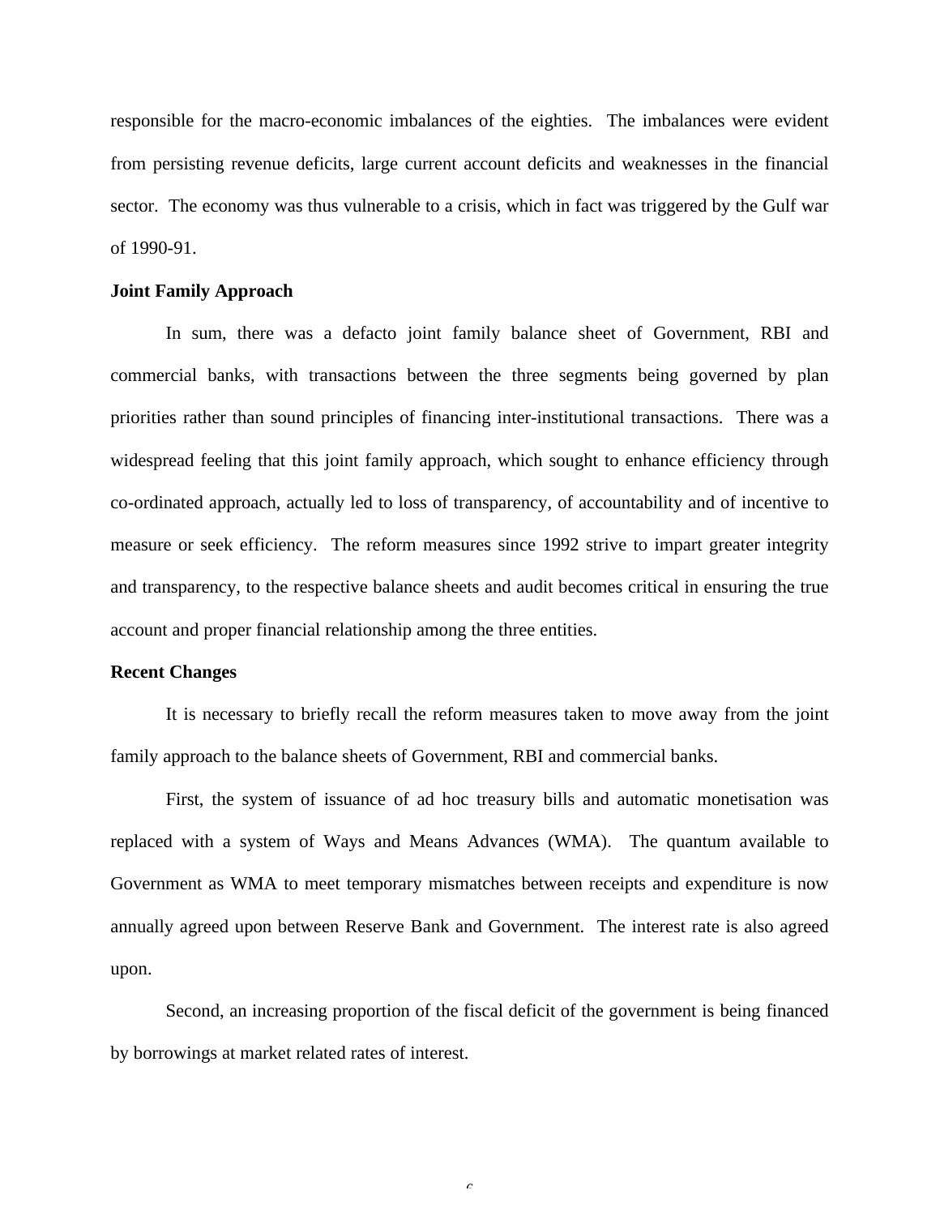responsible for the macro-economic imbalances of the eighties. The imbalances were evident from persisting revenue deficits, large current account deficits and weaknesses in the financial sector. The economy was thus vulnerable to a crisis, which in fact was triggered by the Gulf war of 1990-91.

**Joint Family Approach**

In sum, there was a defacto joint family balance sheet of Government, RBI and commercial banks, with transactions between the three segments being governed by plan priorities rather than sound principles of financing inter-institutional transactions. There was a widespread feeling that this joint family approach, which sought to enhance efficiency through co-ordinated approach, actually led to loss of transparency, of accountability and of incentive to measure or seek efficiency. The reform measures since 1992 strive to impart greater integrity and transparency, to the respective balance sheets and audit becomes critical in ensuring the true account and proper financial relationship among the three entities.

**Recent Changes**

It is necessary to briefly recall the reform measures taken to move away from the joint family approach to the balance sheets of Government, RBI and commercial banks.

First, the system of issuance of ad hoc treasury bills and automatic monetisation was replaced with a system of Ways and Means Advances (WMA). The quantum available to Government as WMA to meet temporary mismatches between receipts and expenditure is now annually agreed upon between Reserve Bank and Government. The interest rate is also agreed upon.

Second, an increasing proportion of the fiscal deficit of the government is being financed by borrowings at market related rates of interest.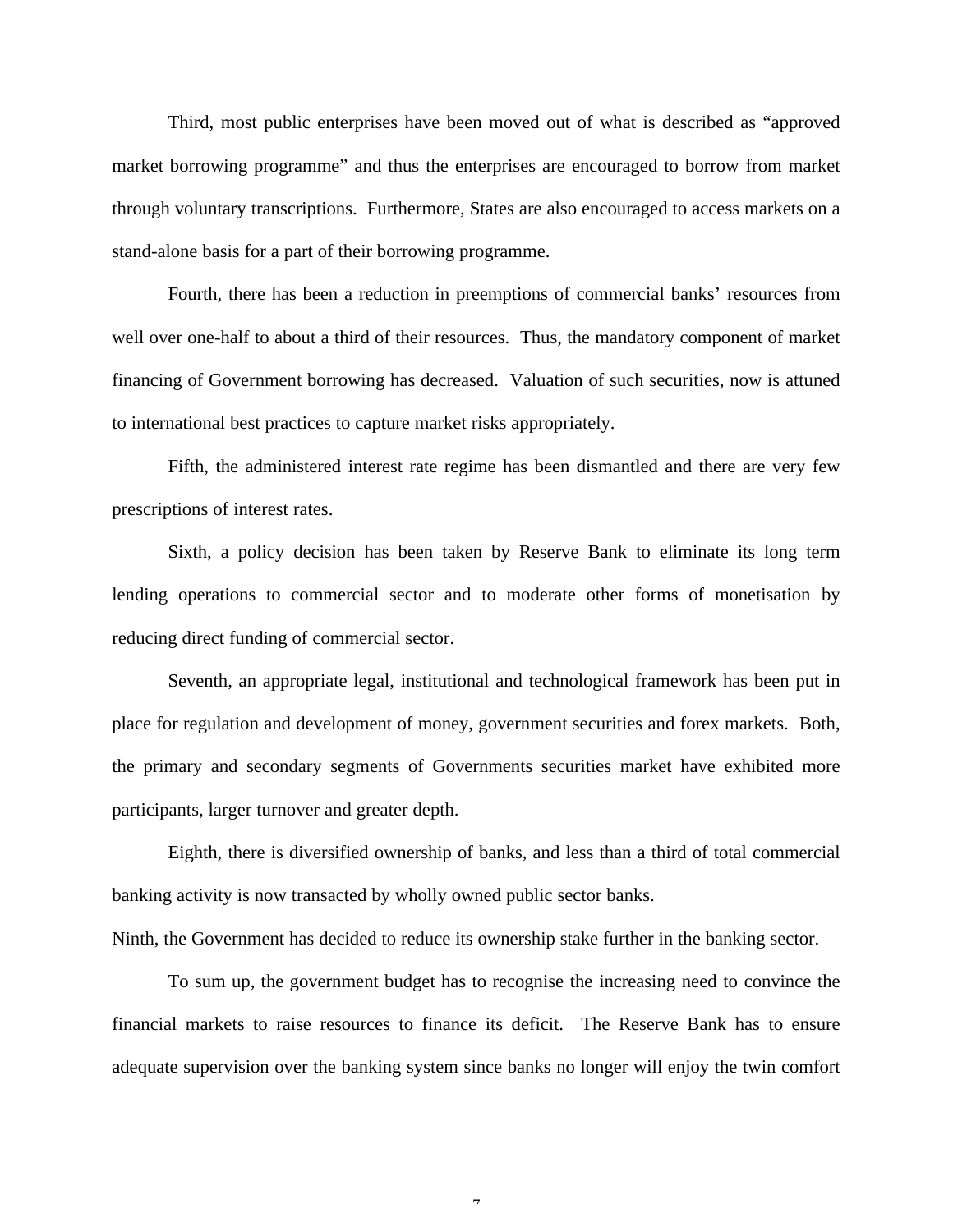Third, most public enterprises have been moved out of what is described as "approved market borrowing programme" and thus the enterprises are encouraged to borrow from market through voluntary transcriptions. Furthermore, States are also encouraged to access markets on a stand-alone basis for a part of their borrowing programme.

Fourth, there has been a reduction in preemptions of commercial banks' resources from well over one-half to about a third of their resources. Thus, the mandatory component of market financing of Government borrowing has decreased. Valuation of such securities, now is attuned to international best practices to capture market risks appropriately.

Fifth, the administered interest rate regime has been dismantled and there are very few prescriptions of interest rates.

Sixth, a policy decision has been taken by Reserve Bank to eliminate its long term lending operations to commercial sector and to moderate other forms of monetisation by reducing direct funding of commercial sector.

Seventh, an appropriate legal, institutional and technological framework has been put in place for regulation and development of money, government securities and forex markets. Both, the primary and secondary segments of Governments securities market have exhibited more participants, larger turnover and greater depth.

Eighth, there is diversified ownership of banks, and less than a third of total commercial banking activity is now transacted by wholly owned public sector banks.

Ninth, the Government has decided to reduce its ownership stake further in the banking sector.

To sum up, the government budget has to recognise the increasing need to convince the financial markets to raise resources to finance its deficit. The Reserve Bank has to ensure adequate supervision over the banking system since banks no longer will enjoy the twin comfort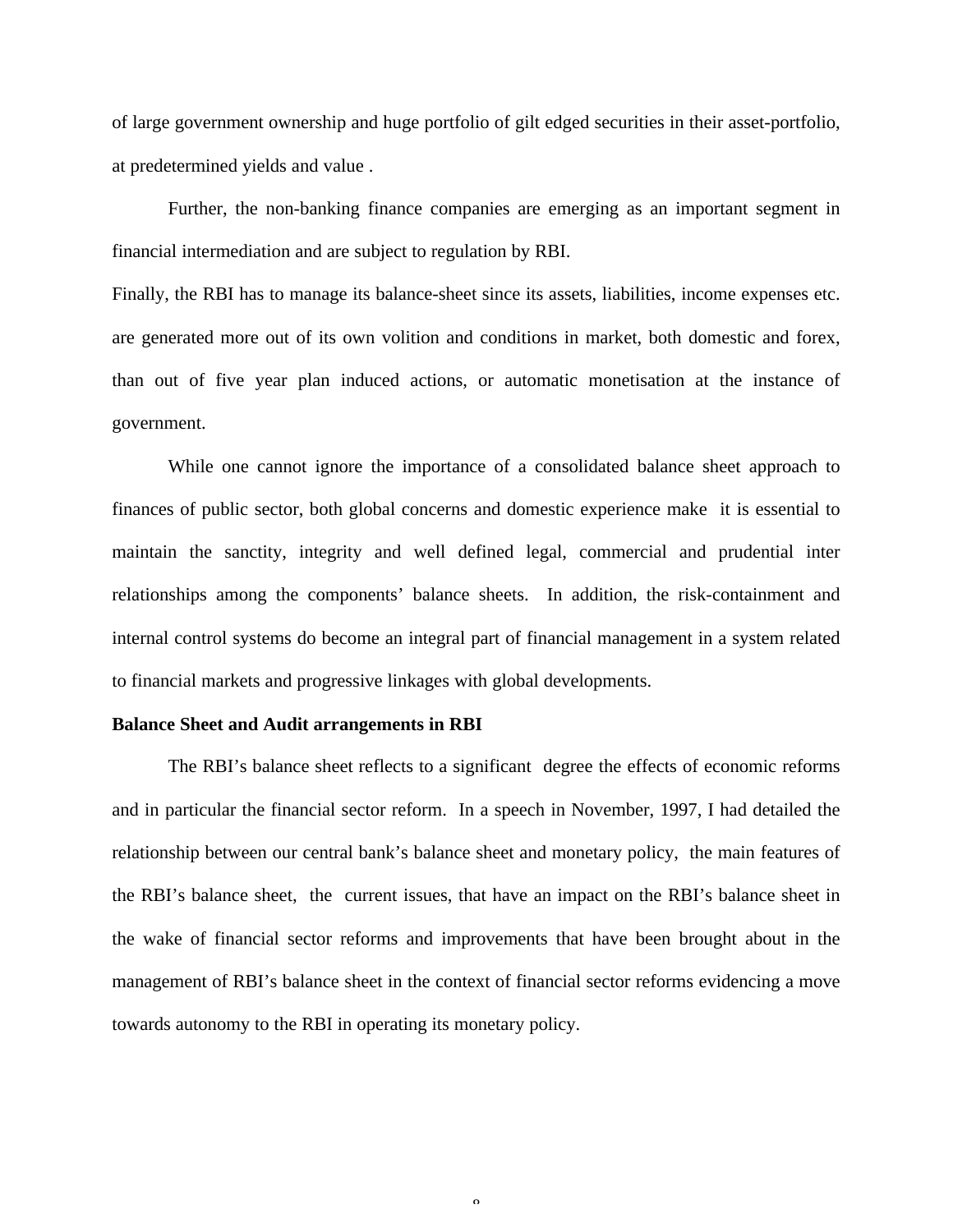of large government ownership and huge portfolio of gilt edged securities in their asset-portfolio, at predetermined yields and value .

Further, the non-banking finance companies are emerging as an important segment in financial intermediation and are subject to regulation by RBI.

Finally, the RBI has to manage its balance-sheet since its assets, liabilities, income expenses etc. are generated more out of its own volition and conditions in market, both domestic and forex, than out of five year plan induced actions, or automatic monetisation at the instance of government.

While one cannot ignore the importance of a consolidated balance sheet approach to finances of public sector, both global concerns and domestic experience make it is essential to maintain the sanctity, integrity and well defined legal, commercial and prudential inter relationships among the components' balance sheets. In addition, the risk-containment and internal control systems do become an integral part of financial management in a system related to financial markets and progressive linkages with global developments.

**Balance Sheet and Audit arrangements in RBI**

The RBI's balance sheet reflects to a significant degree the effects of economic reforms and in particular the financial sector reform. In a speech in November, 1997, I had detailed the relationship between our central bank's balance sheet and monetary policy, the main features of the RBI's balance sheet, the current issues, that have an impact on the RBI's balance sheet in the wake of financial sector reforms and improvements that have been brought about in the management of RBI's balance sheet in the context of financial sector reforms evidencing a move towards autonomy to the RBI in operating its monetary policy.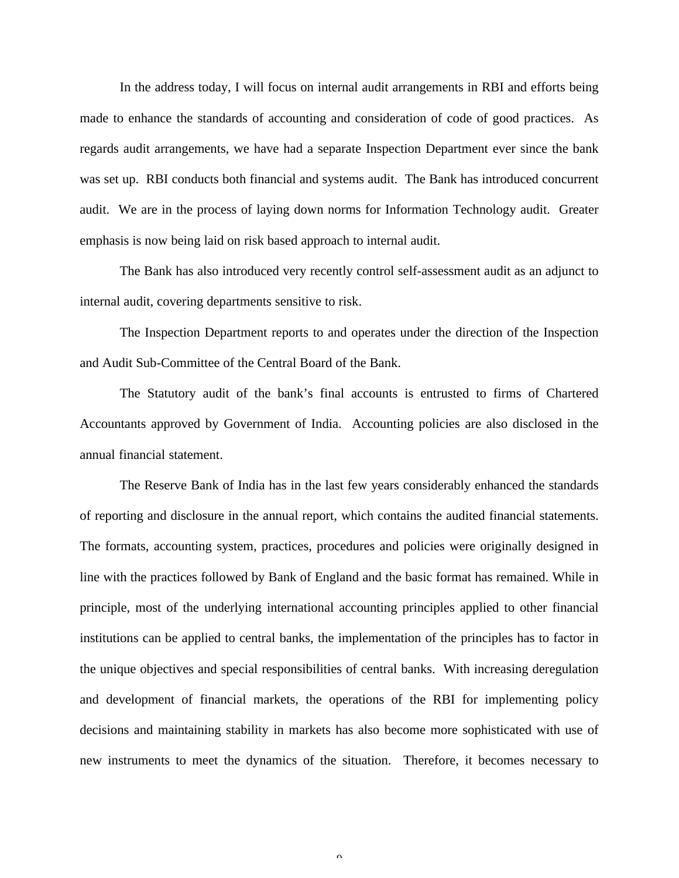In the address today, I will focus on internal audit arrangements in RBI and efforts being made to enhance the standards of accounting and consideration of code of good practices. As regards audit arrangements, we have had a separate Inspection Department ever since the bank was set up. RBI conducts both financial and systems audit. The Bank has introduced concurrent audit. We are in the process of laying down norms for Information Technology audit. Greater emphasis is now being laid on risk based approach to internal audit.

The Bank has also introduced very recently control self-assessment audit as an adjunct to internal audit, covering departments sensitive to risk.

The Inspection Department reports to and operates under the direction of the Inspection and Audit Sub-Committee of the Central Board of the Bank.

The Statutory audit of the bank's final accounts is entrusted to firms of Chartered Accountants approved by Government of India. Accounting policies are also disclosed in the annual financial statement.

The Reserve Bank of India has in the last few years considerably enhanced the standards of reporting and disclosure in the annual report, which contains the audited financial statements. The formats, accounting system, practices, procedures and policies were originally designed in line with the practices followed by Bank of England and the basic format has remained. While in principle, most of the underlying international accounting principles applied to other financial institutions can be applied to central banks, the implementation of the principles has to factor in the unique objectives and special responsibilities of central banks. With increasing deregulation and development of financial markets, the operations of the RBI for implementing policy decisions and maintaining stability in markets has also become more sophisticated with use of new instruments to meet the dynamics of the situation. Therefore, it becomes necessary to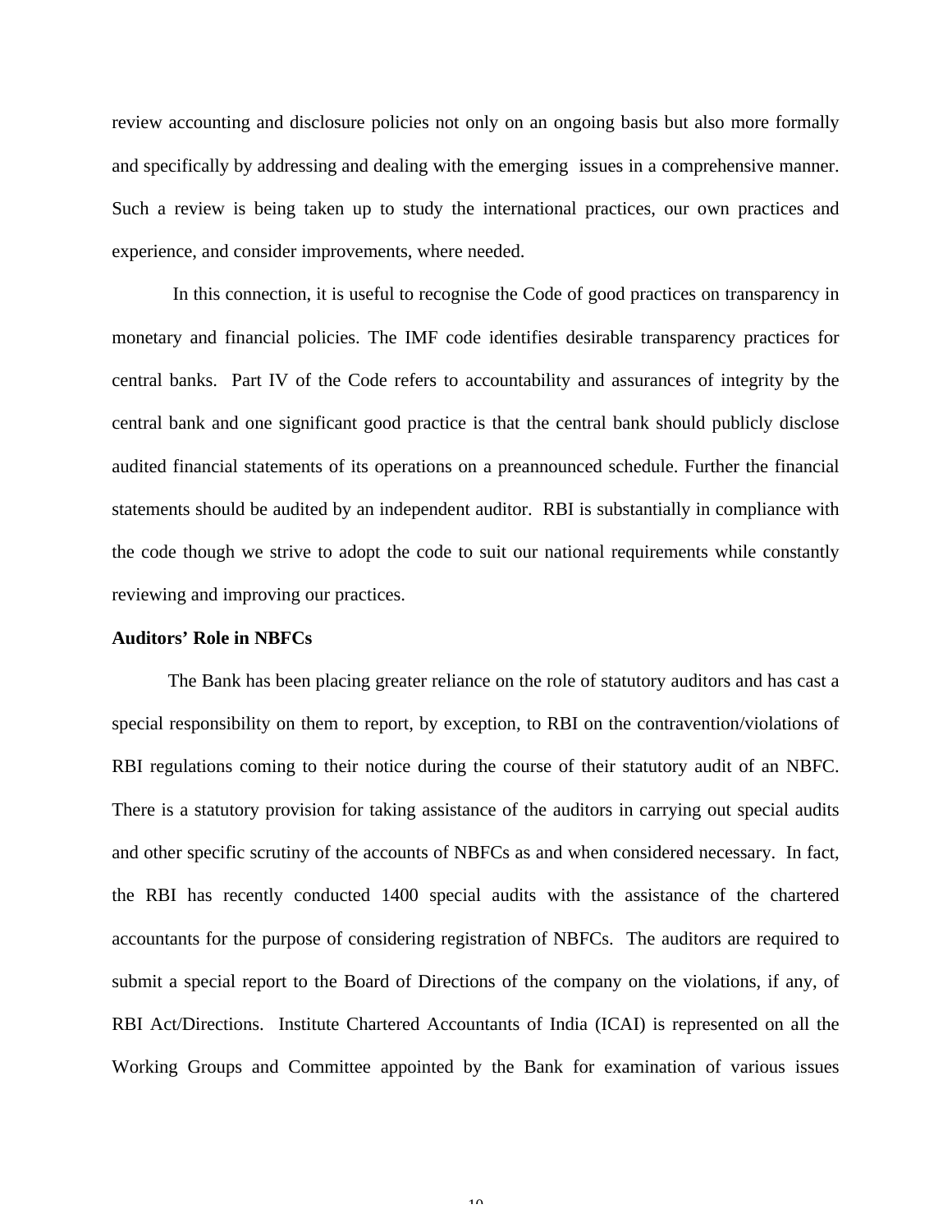review accounting and disclosure policies not only on an ongoing basis but also more formally and specifically by addressing and dealing with the emerging issues in a comprehensive manner. Such a review is being taken up to study the international practices, our own practices and experience, and consider improvements, where needed.

In this connection, it is useful to recognise the Code of good practices on transparency in monetary and financial policies. The IMF code identifies desirable transparency practices for central banks. Part IV of the Code refers to accountability and assurances of integrity by the central bank and one significant good practice is that the central bank should publicly disclose audited financial statements of its operations on a preannounced schedule. Further the financial statements should be audited by an independent auditor. RBI is substantially in compliance with the code though we strive to adopt the code to suit our national requirements while constantly reviewing and improving our practices.

**Auditors' Role in NBFCs**

The Bank has been placing greater reliance on the role of statutory auditors and has cast a special responsibility on them to report, by exception, to RBI on the contravention/violations of RBI regulations coming to their notice during the course of their statutory audit of an NBFC. There is a statutory provision for taking assistance of the auditors in carrying out special audits and other specific scrutiny of the accounts of NBFCs as and when considered necessary. In fact, the RBI has recently conducted 1400 special audits with the assistance of the chartered accountants for the purpose of considering registration of NBFCs. The auditors are required to submit a special report to the Board of Directions of the company on the violations, if any, of RBI Act/Directions. Institute Chartered Accountants of India (ICAI) is represented on all the Working Groups and Committee appointed by the Bank for examination of various issues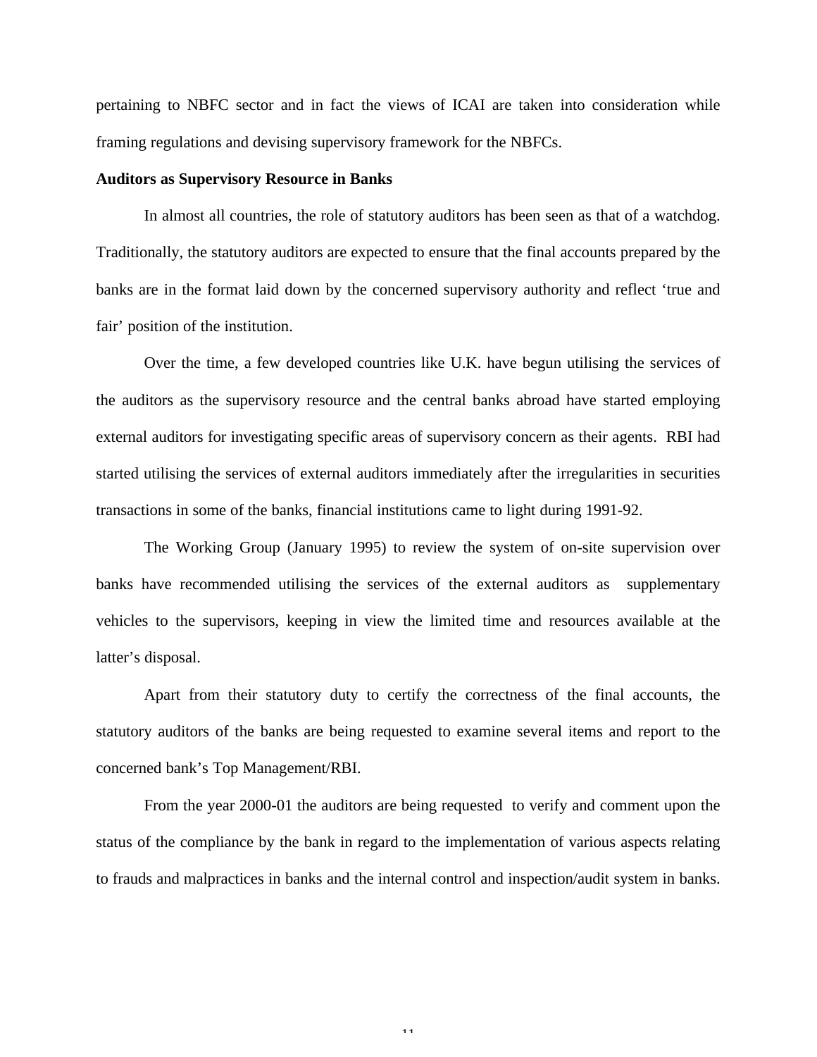pertaining to NBFC sector and in fact the views of ICAI are taken into consideration while framing regulations and devising supervisory framework for the NBFCs.

**Auditors as Supervisory Resource in Banks**

In almost all countries, the role of statutory auditors has been seen as that of a watchdog. Traditionally, the statutory auditors are expected to ensure that the final accounts prepared by the banks are in the format laid down by the concerned supervisory authority and reflect 'true and fair' position of the institution.

Over the time, a few developed countries like U.K. have begun utilising the services of the auditors as the supervisory resource and the central banks abroad have started employing external auditors for investigating specific areas of supervisory concern as their agents. RBI had started utilising the services of external auditors immediately after the irregularities in securities transactions in some of the banks, financial institutions came to light during 1991-92.

The Working Group (January 1995) to review the system of on-site supervision over banks have recommended utilising the services of the external auditors as supplementary vehicles to the supervisors, keeping in view the limited time and resources available at the latter's disposal.

Apart from their statutory duty to certify the correctness of the final accounts, the statutory auditors of the banks are being requested to examine several items and report to the concerned bank's Top Management/RBI.

From the year 2000-01 the auditors are being requested to verify and comment upon the status of the compliance by the bank in regard to the implementation of various aspects relating to frauds and malpractices in banks and the internal control and inspection/audit system in banks.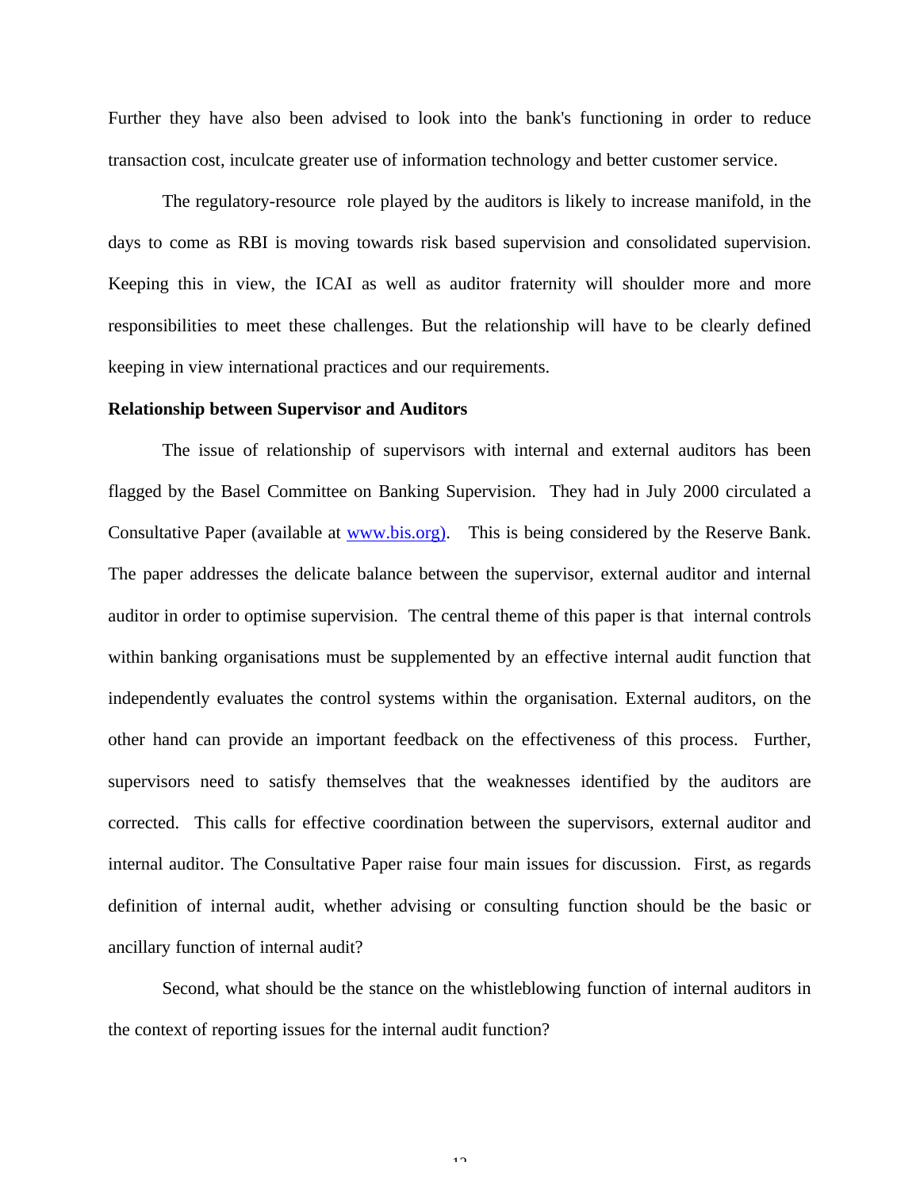Further they have also been advised to look into the bank's functioning in order to reduce transaction cost, inculcate greater use of information technology and better customer service.

The regulatory-resource role played by the auditors is likely to increase manifold, in the days to come as RBI is moving towards risk based supervision and consolidated supervision. Keeping this in view, the ICAI as well as auditor fraternity will shoulder more and more responsibilities to meet these challenges. But the relationship will have to be clearly defined keeping in view international practices and our requirements.

**Relationship between Supervisor and Auditors**

The issue of relationship of supervisors with internal and external auditors has been flagged by the Basel Committee on Banking Supervision. They had in July 2000 circulated a Consultative Paper (available at [www.bis.org)](http://www.bis.org). This is being considered by the Reserve Bank. The paper addresses the delicate balance between the supervisor, external auditor and internal auditor in order to optimise supervision. The central theme of this paper is that internal controls within banking organisations must be supplemented by an effective internal audit function that independently evaluates the control systems within the organisation. External auditors, on the other hand can provide an important feedback on the effectiveness of this process. Further, supervisors need to satisfy themselves that the weaknesses identified by the auditors are corrected. This calls for effective coordination between the supervisors, external auditor and internal auditor. The Consultative Paper raise four main issues for discussion. First, as regards definition of internal audit, whether advising or consulting function should be the basic or ancillary function of internal audit?

Second, what should be the stance on the whistleblowing function of internal auditors in the context of reporting issues for the internal audit function?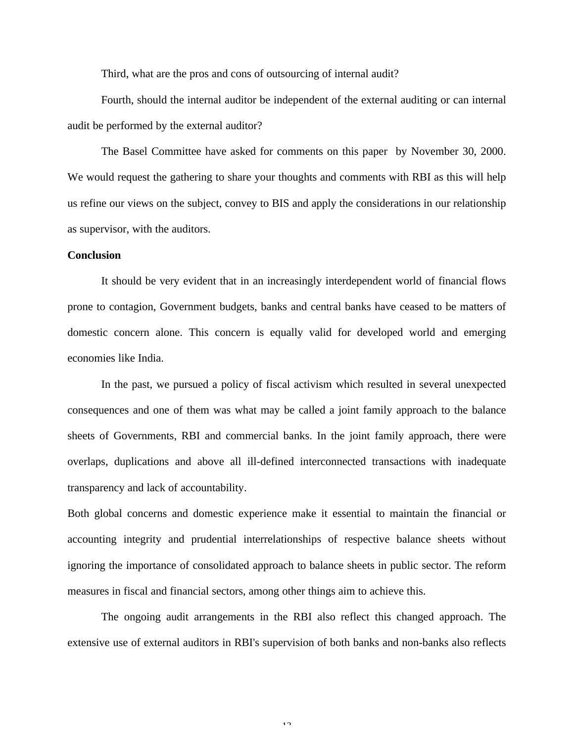Third, what are the pros and cons of outsourcing of internal audit?

Fourth, should the internal auditor be independent of the external auditing or can internal audit be performed by the external auditor?

The Basel Committee have asked for comments on this paper by November 30, 2000. We would request the gathering to share your thoughts and comments with RBI as this will help us refine our views on the subject, convey to BIS and apply the considerations in our relationship as supervisor, with the auditors.

**Conclusion**

It should be very evident that in an increasingly interdependent world of financial flows prone to contagion, Government budgets, banks and central banks have ceased to be matters of domestic concern alone. This concern is equally valid for developed world and emerging economies like India.

In the past, we pursued a policy of fiscal activism which resulted in several unexpected consequences and one of them was what may be called a joint family approach to the balance sheets of Governments, RBI and commercial banks. In the joint family approach, there were overlaps, duplications and above all ill-defined interconnected transactions with inadequate transparency and lack of accountability.

Both global concerns and domestic experience make it essential to maintain the financial or accounting integrity and prudential interrelationships of respective balance sheets without ignoring the importance of consolidated approach to balance sheets in public sector. The reform measures in fiscal and financial sectors, among other things aim to achieve this.

The ongoing audit arrangements in the RBI also reflect this changed approach. The extensive use of external auditors in RBI's supervision of both banks and non-banks also reflects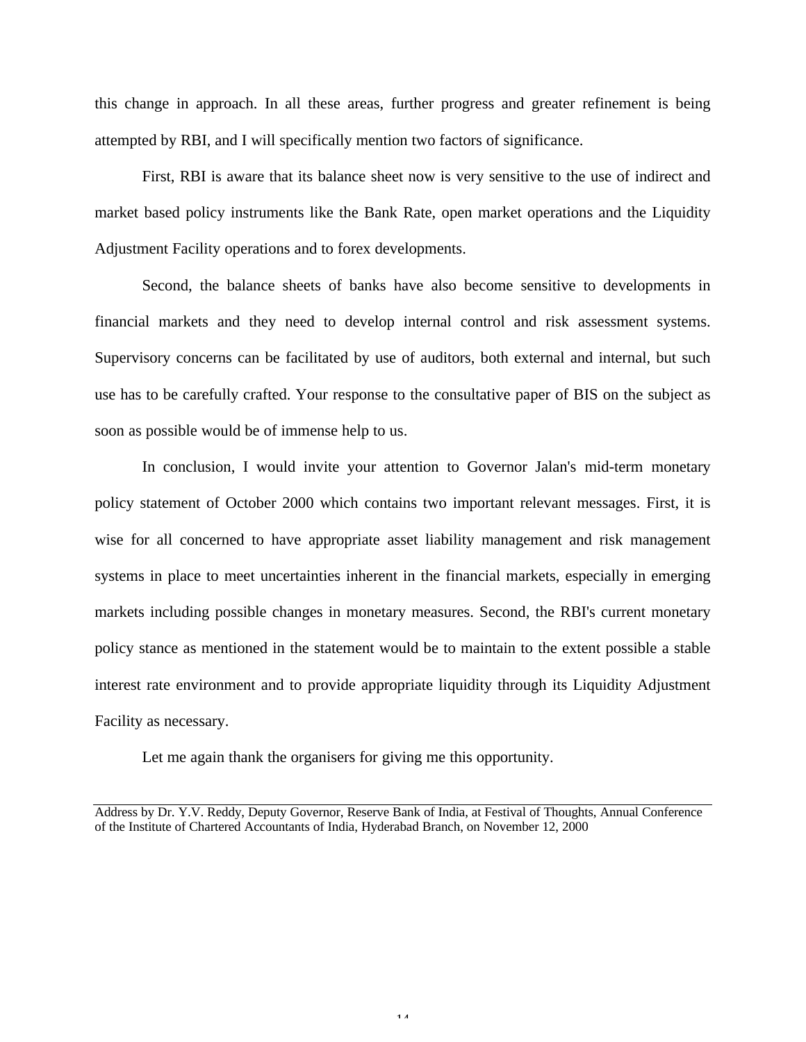this change in approach. In all these areas, further progress and greater refinement is being attempted by RBI, and I will specifically mention two factors of significance.

First, RBI is aware that its balance sheet now is very sensitive to the use of indirect and market based policy instruments like the Bank Rate, open market operations and the Liquidity Adjustment Facility operations and to forex developments.

Second, the balance sheets of banks have also become sensitive to developments in financial markets and they need to develop internal control and risk assessment systems. Supervisory concerns can be facilitated by use of auditors, both external and internal, but such use has to be carefully crafted. Your response to the consultative paper of BIS on the subject as soon as possible would be of immense help to us.

In conclusion, I would invite your attention to Governor Jalan's mid-term monetary policy statement of October 2000 which contains two important relevant messages. First, it is wise for all concerned to have appropriate asset liability management and risk management systems in place to meet uncertainties inherent in the financial markets, especially in emerging markets including possible changes in monetary measures. Second, the RBI's current monetary policy stance as mentioned in the statement would be to maintain to the extent possible a stable interest rate environment and to provide appropriate liquidity through its Liquidity Adjustment Facility as necessary.

Let me again thank the organisers for giving me this opportunity.

---

Address by Dr. Y.V. Reddy, Deputy Governor, Reserve Bank of India, at Festival of Thoughts, Annual Conference of the Institute of Chartered Accountants of India, Hyderabad Branch, on November 12, 2000